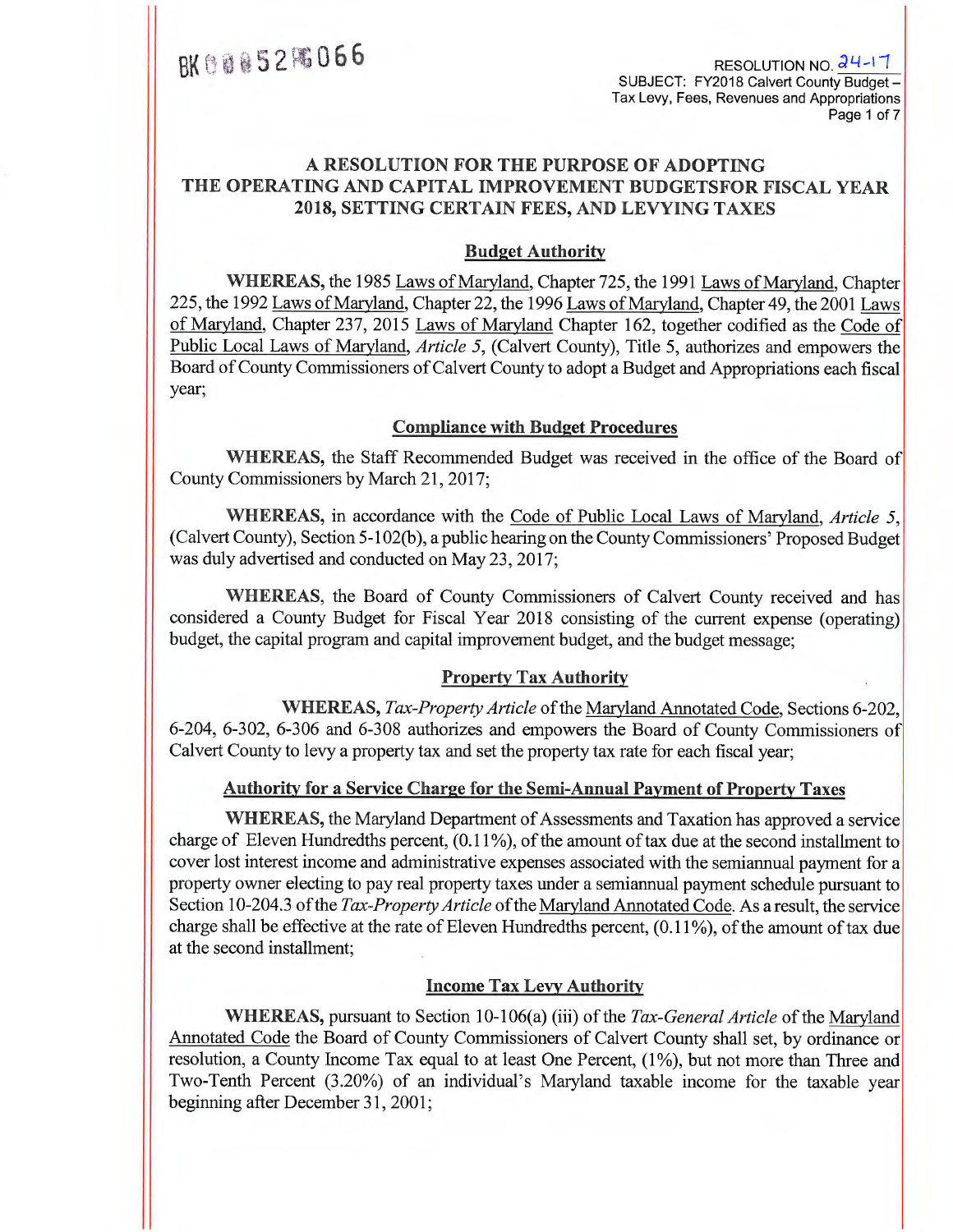BK 0 0 0 5 2 PG 0 6 6

RESOLUTION NO. 24-17
SUBJECT: FY2018 Calvert County Budget – Tax Levy, Fees, Revenues and Appropriations

# A RESOLUTION FOR THE PURPOSE OF ADOPTING THE OPERATING AND CAPITAL IMPROVEMENT BUDGETSFOR FISCAL YEAR 2018, SETTING CERTAIN FEES, AND LEVYING TAXES

## Budget Authority

**WHEREAS,** the 1985 Laws of Maryland, Chapter 725, the 1991 Laws of Maryland, Chapter 225, the 1992 Laws of Maryland, Chapter 22, the 1996 Laws of Maryland, Chapter 49, the 2001 Laws of Maryland, Chapter 237, 2015 Laws of Maryland Chapter 162, together codified as the Code of Public Local Laws of Maryland, *Article 5*, (Calvert County), Title 5, authorizes and empowers the Board of County Commissioners of Calvert County to adopt a Budget and Appropriations each fiscal year;

## Compliance with Budget Procedures

**WHEREAS,** the Staff Recommended Budget was received in the office of the Board of County Commissioners by March 21, 2017;

**WHEREAS,** in accordance with the Code of Public Local Laws of Maryland, *Article 5*, (Calvert County), Section 5-102(b), a public hearing on the County Commissioners' Proposed Budget was duly advertised and conducted on May 23, 2017;

**WHEREAS,** the Board of County Commissioners of Calvert County received and has considered a County Budget for Fiscal Year 2018 consisting of the current expense (operating) budget, the capital program and capital improvement budget, and the budget message;

## Property Tax Authority

**WHEREAS,** *Tax-Property Article* of the Maryland Annotated Code, Sections 6-202, 6-204, 6-302, 6-306 and 6-308 authorizes and empowers the Board of County Commissioners of Calvert County to levy a property tax and set the property tax rate for each fiscal year;

## Authority for a Service Charge for the Semi-Annual Payment of Property Taxes

**WHEREAS,** the Maryland Department of Assessments and Taxation has approved a service charge of Eleven Hundredths percent, (0.11%), of the amount of tax due at the second installment to cover lost interest income and administrative expenses associated with the semiannual payment for a property owner electing to pay real property taxes under a semiannual payment schedule pursuant to Section 10-204.3 of the *Tax-Property Article* of the Maryland Annotated Code. As a result, the service charge shall be effective at the rate of Eleven Hundredths percent, (0.11%), of the amount of tax due at the second installment;

## Income Tax Levy Authority

**WHEREAS,** pursuant to Section 10-106(a) (iii) of the *Tax-General Article* of the Maryland Annotated Code the Board of County Commissioners of Calvert County shall set, by ordinance or resolution, a County Income Tax equal to at least One Percent, (1%), but not more than Three and Two-Tenth Percent (3.20%) of an individual's Maryland taxable income for the taxable year beginning after December 31, 2001;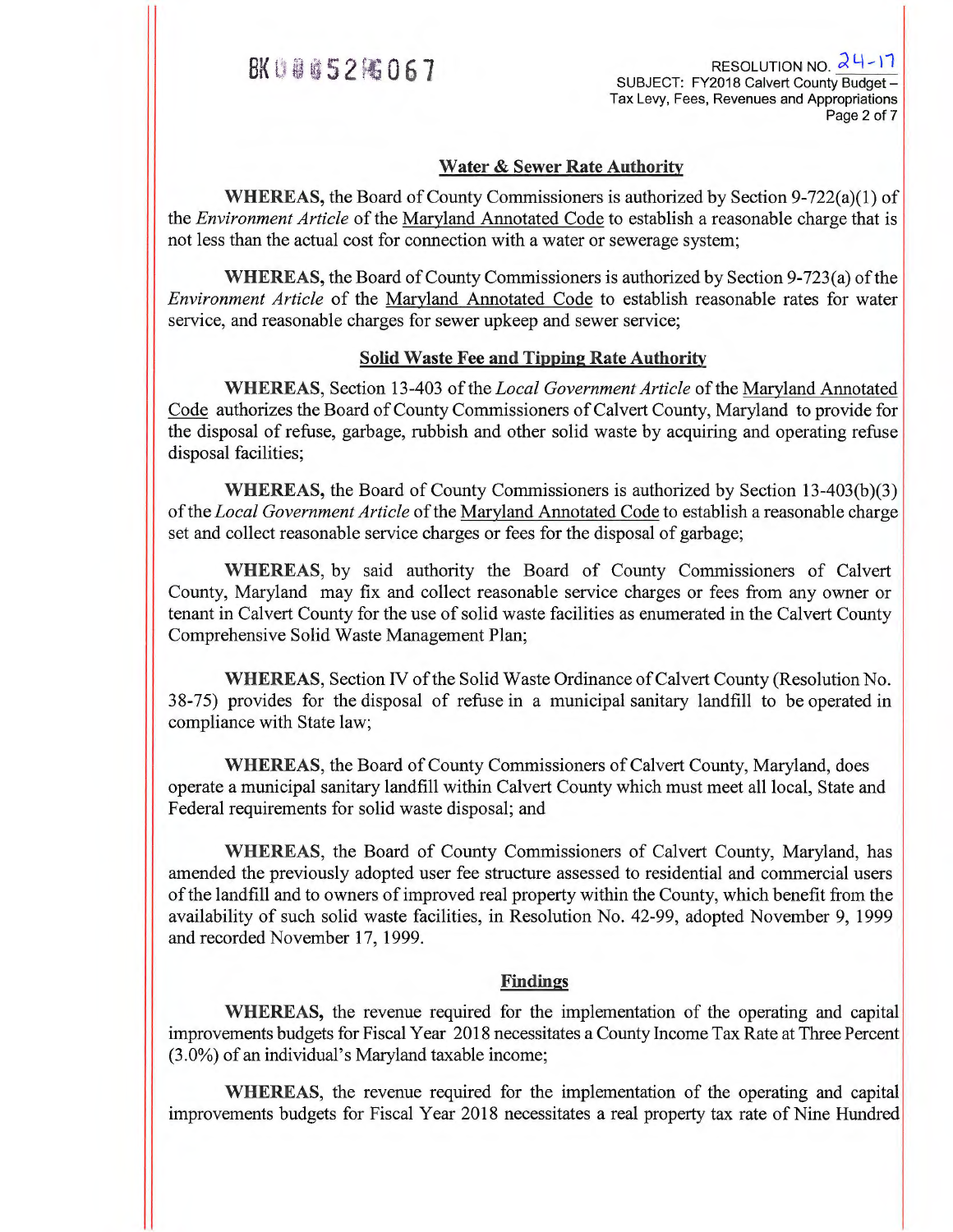## Water & Sewer Rate Authority

**WHEREAS,** the Board of County Commissioners is authorized by Section 9-722(a)(1) of the *Environment Article* of the Maryland Annotated Code to establish a reasonable charge that is not less than the actual cost for connection with a water or sewerage system;

**WHEREAS,** the Board of County Commissioners is authorized by Section 9-723(a) of the *Environment Article* of the Maryland Annotated Code to establish reasonable rates for water service, and reasonable charges for sewer upkeep and sewer service;

## Solid Waste Fee and Tipping Rate Authority

**WHEREAS**, Section 13-403 of the *Local Government Article* of the Maryland Annotated Code authorizes the Board of County Commissioners of Calvert County, Maryland to provide for the disposal of refuse, garbage, rubbish and other solid waste by acquiring and operating refuse disposal facilities;

**WHEREAS,** the Board of County Commissioners is authorized by Section 13-403(b)(3) of the *Local Government Article* of the Maryland Annotated Code to establish a reasonable charge set and collect reasonable service charges or fees for the disposal of garbage;

**WHEREAS**, by said authority the Board of County Commissioners of Calvert County, Maryland may fix and collect reasonable service charges or fees from any owner or tenant in Calvert County for the use of solid waste facilities as enumerated in the Calvert County Comprehensive Solid Waste Management Plan;

**WHEREAS**, Section IV of the Solid Waste Ordinance of Calvert County (Resolution No. 38-75) provides for the disposal of refuse in a municipal sanitary landfill to be operated in compliance with State law;

**WHEREAS**, the Board of County Commissioners of Calvert County, Maryland, does operate a municipal sanitary landfill within Calvert County which must meet all local, State and Federal requirements for solid waste disposal; and

**WHEREAS**, the Board of County Commissioners of Calvert County, Maryland, has amended the previously adopted user fee structure assessed to residential and commercial users of the landfill and to owners of improved real property within the County, which benefit from the availability of such solid waste facilities, in Resolution No. 42-99, adopted November 9, 1999 and recorded November 17, 1999.

## Findings

**WHEREAS,** the revenue required for the implementation of the operating and capital improvements budgets for Fiscal Year 2018 necessitates a County Income Tax Rate at Three Percent (3.0%) of an individual's Maryland taxable income;

**WHEREAS,** the revenue required for the implementation of the operating and capital improvements budgets for Fiscal Year 2018 necessitates a real property tax rate of Nine Hundred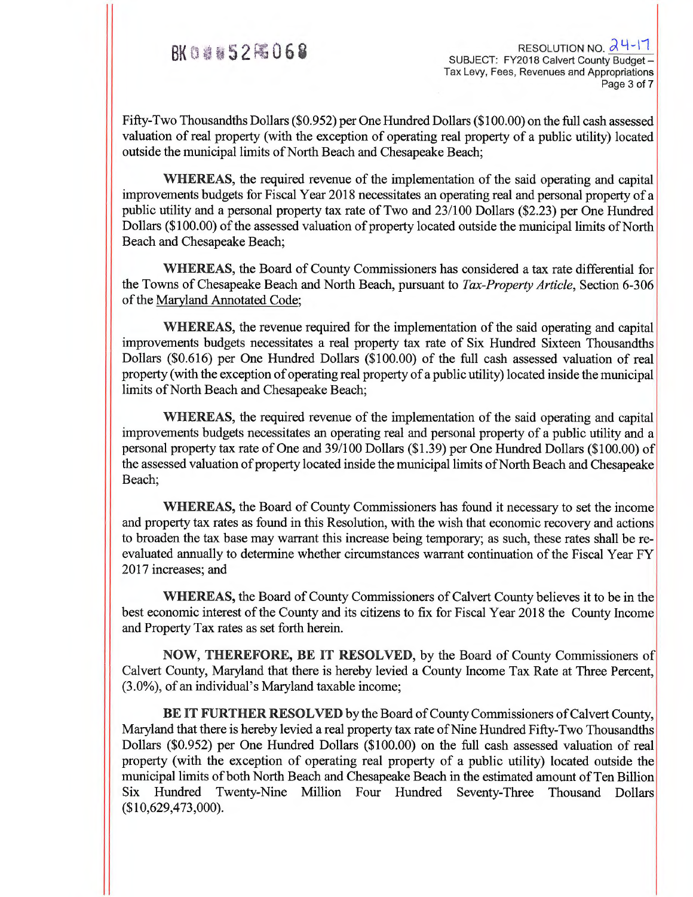Fifty-Two Thousandths Dollars ($0.952) per One Hundred Dollars ($100.00) on the full cash assessed valuation of real property (with the exception of operating real property of a public utility) located outside the municipal limits of North Beach and Chesapeake Beach;

**WHEREAS**, the required revenue of the implementation of the said operating and capital improvements budgets for Fiscal Year 2018 necessitates an operating real and personal property of a public utility and a personal property tax rate of Two and 23/100 Dollars ($2.23) per One Hundred Dollars ($100.00) of the assessed valuation of property located outside the municipal limits of North Beach and Chesapeake Beach;

**WHEREAS**, the Board of County Commissioners has considered a tax rate differential for the Towns of Chesapeake Beach and North Beach, pursuant to *Tax-Property Article*, Section 6-306 of the Maryland Annotated Code;

**WHEREAS**, the revenue required for the implementation of the said operating and capital improvements budgets necessitates a real property tax rate of Six Hundred Sixteen Thousandths Dollars ($0.616) per One Hundred Dollars ($100.00) of the full cash assessed valuation of real property (with the exception of operating real property of a public utility) located inside the municipal limits of North Beach and Chesapeake Beach;

**WHEREAS**, the required revenue of the implementation of the said operating and capital improvements budgets necessitates an operating real and personal property of a public utility and a personal property tax rate of One and 39/100 Dollars ($1.39) per One Hundred Dollars ($100.00) of the assessed valuation of property located inside the municipal limits of North Beach and Chesapeake Beach;

**WHEREAS,** the Board of County Commissioners has found it necessary to set the income and property tax rates as found in this Resolution, with the wish that economic recovery and actions to broaden the tax base may warrant this increase being temporary; as such, these rates shall be re-evaluated annually to determine whether circumstances warrant continuation of the Fiscal Year FY 2017 increases; and

**WHEREAS,** the Board of County Commissioners of Calvert County believes it to be in the best economic interest of the County and its citizens to fix for Fiscal Year 2018 the County Income and Property Tax rates as set forth herein.

**NOW, THEREFORE, BE IT RESOLVED**, by the Board of County Commissioners of Calvert County, Maryland that there is hereby levied a County Income Tax Rate at Three Percent, (3.0%), of an individual's Maryland taxable income;

**BE IT FURTHER RESOLVED** by the Board of County Commissioners of Calvert County, Maryland that there is hereby levied a real property tax rate of Nine Hundred Fifty-Two Thousandths Dollars ($0.952) per One Hundred Dollars ($100.00) on the full cash assessed valuation of real property (with the exception of operating real property of a public utility) located outside the municipal limits of both North Beach and Chesapeake Beach in the estimated amount of Ten Billion Six Hundred Twenty-Nine Million Four Hundred Seventy-Three Thousand Dollars ($10,629,473,000).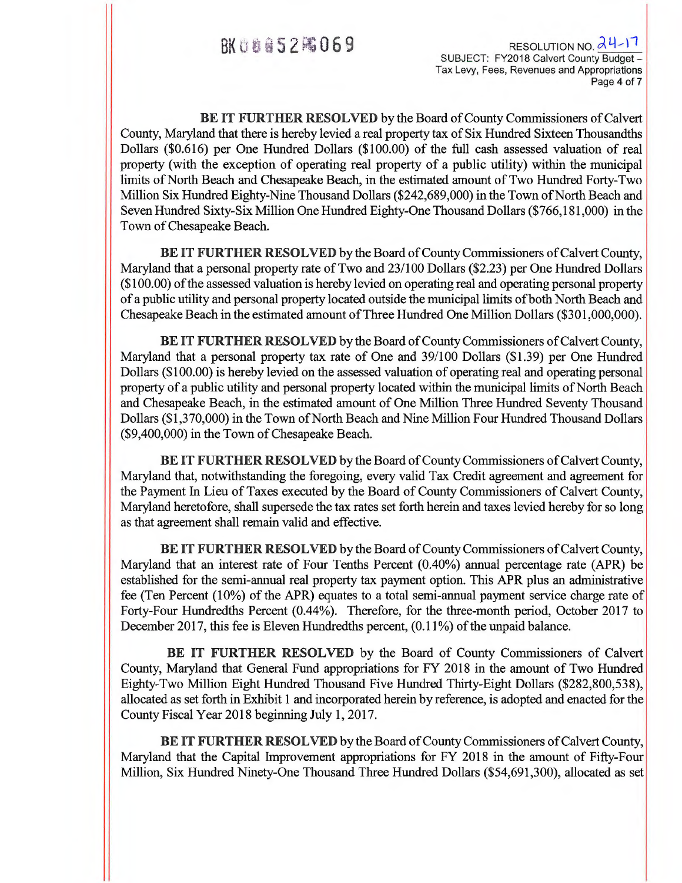**BE IT FURTHER RESOLVED** by the Board of County Commissioners of Calvert County, Maryland that there is hereby levied a real property tax of Six Hundred Sixteen Thousandths Dollars ($0.616) per One Hundred Dollars ($100.00) of the full cash assessed valuation of real property (with the exception of operating real property of a public utility) within the municipal limits of North Beach and Chesapeake Beach, in the estimated amount of Two Hundred Forty-Two Million Six Hundred Eighty-Nine Thousand Dollars ($242,689,000) in the Town of North Beach and Seven Hundred Sixty-Six Million One Hundred Eighty-One Thousand Dollars ($766,181,000) in the Town of Chesapeake Beach.

**BE IT FURTHER RESOLVED** by the Board of County Commissioners of Calvert County, Maryland that a personal property rate of Two and 23/100 Dollars ($2.23) per One Hundred Dollars ($100.00) of the assessed valuation is hereby levied on operating real and operating personal property of a public utility and personal property located outside the municipal limits of both North Beach and Chesapeake Beach in the estimated amount of Three Hundred One Million Dollars ($301,000,000).

**BE IT FURTHER RESOLVED** by the Board of County Commissioners of Calvert County, Maryland that a personal property tax rate of One and 39/100 Dollars ($1.39) per One Hundred Dollars ($100.00) is hereby levied on the assessed valuation of operating real and operating personal property of a public utility and personal property located within the municipal limits of North Beach and Chesapeake Beach, in the estimated amount of One Million Three Hundred Seventy Thousand Dollars ($1,370,000) in the Town of North Beach and Nine Million Four Hundred Thousand Dollars ($9,400,000) in the Town of Chesapeake Beach.

**BE IT FURTHER RESOLVED** by the Board of County Commissioners of Calvert County, Maryland that, notwithstanding the foregoing, every valid Tax Credit agreement and agreement for the Payment In Lieu of Taxes executed by the Board of County Commissioners of Calvert County, Maryland heretofore, shall supersede the tax rates set forth herein and taxes levied hereby for so long as that agreement shall remain valid and effective.

**BE IT FURTHER RESOLVED** by the Board of County Commissioners of Calvert County, Maryland that an interest rate of Four Tenths Percent (0.40%) annual percentage rate (APR) be established for the semi-annual real property tax payment option. This APR plus an administrative fee (Ten Percent (10%) of the APR) equates to a total semi-annual payment service charge rate of Forty-Four Hundredths Percent (0.44%). Therefore, for the three-month period, October 2017 to December 2017, this fee is Eleven Hundredths percent, (0.11%) of the unpaid balance.

**BE IT FURTHER RESOLVED** by the Board of County Commissioners of Calvert County, Maryland that General Fund appropriations for FY 2018 in the amount of Two Hundred Eighty-Two Million Eight Hundred Thousand Five Hundred Thirty-Eight Dollars ($282,800,538), allocated as set forth in Exhibit 1 and incorporated herein by reference, is adopted and enacted for the County Fiscal Year 2018 beginning July 1, 2017.

**BE IT FURTHER RESOLVED** by the Board of County Commissioners of Calvert County, Maryland that the Capital Improvement appropriations for FY 2018 in the amount of Fifty-Four Million, Six Hundred Ninety-One Thousand Three Hundred Dollars ($54,691,300), allocated as set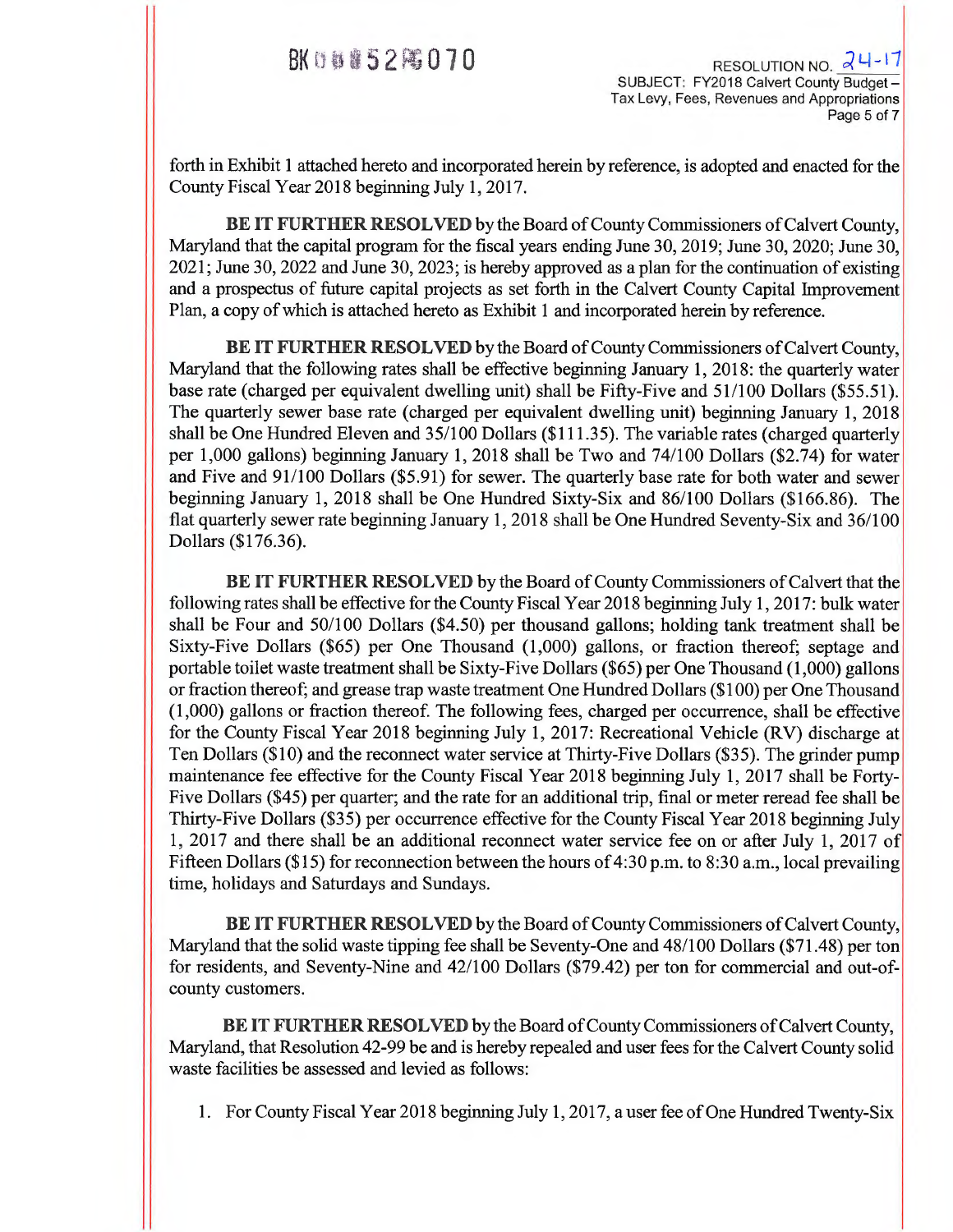forth in Exhibit 1 attached hereto and incorporated herein by reference, is adopted and enacted for the County Fiscal Year 2018 beginning July 1, 2017.

**BE IT FURTHER RESOLVED** by the Board of County Commissioners of Calvert County, Maryland that the capital program for the fiscal years ending June 30, 2019; June 30, 2020; June 30, 2021; June 30, 2022 and June 30, 2023; is hereby approved as a plan for the continuation of existing and a prospectus of future capital projects as set forth in the Calvert County Capital Improvement Plan, a copy of which is attached hereto as Exhibit 1 and incorporated herein by reference.

**BE IT FURTHER RESOLVED** by the Board of County Commissioners of Calvert County, Maryland that the following rates shall be effective beginning January 1, 2018: the quarterly water base rate (charged per equivalent dwelling unit) shall be Fifty-Five and 51/100 Dollars ($55.51). The quarterly sewer base rate (charged per equivalent dwelling unit) beginning January 1, 2018 shall be One Hundred Eleven and 35/100 Dollars ($111.35). The variable rates (charged quarterly per 1,000 gallons) beginning January 1, 2018 shall be Two and 74/100 Dollars ($2.74) for water and Five and 91/100 Dollars ($5.91) for sewer. The quarterly base rate for both water and sewer beginning January 1, 2018 shall be One Hundred Sixty-Six and 86/100 Dollars ($166.86). The flat quarterly sewer rate beginning January 1, 2018 shall be One Hundred Seventy-Six and 36/100 Dollars ($176.36).

**BE IT FURTHER RESOLVED** by the Board of County Commissioners of Calvert that the following rates shall be effective for the County Fiscal Year 2018 beginning July 1, 2017: bulk water shall be Four and 50/100 Dollars ($4.50) per thousand gallons; holding tank treatment shall be Sixty-Five Dollars ($65) per One Thousand (1,000) gallons, or fraction thereof; septage and portable toilet waste treatment shall be Sixty-Five Dollars ($65) per One Thousand (1,000) gallons or fraction thereof; and grease trap waste treatment One Hundred Dollars ($100) per One Thousand (1,000) gallons or fraction thereof. The following fees, charged per occurrence, shall be effective for the County Fiscal Year 2018 beginning July 1, 2017: Recreational Vehicle (RV) discharge at Ten Dollars ($10) and the reconnect water service at Thirty-Five Dollars ($35). The grinder pump maintenance fee effective for the County Fiscal Year 2018 beginning July 1, 2017 shall be Forty-Five Dollars ($45) per quarter; and the rate for an additional trip, final or meter reread fee shall be Thirty-Five Dollars ($35) per occurrence effective for the County Fiscal Year 2018 beginning July 1, 2017 and there shall be an additional reconnect water service fee on or after July 1, 2017 of Fifteen Dollars ($15) for reconnection between the hours of 4:30 p.m. to 8:30 a.m., local prevailing time, holidays and Saturdays and Sundays.

**BE IT FURTHER RESOLVED** by the Board of County Commissioners of Calvert County, Maryland that the solid waste tipping fee shall be Seventy-One and 48/100 Dollars ($71.48) per ton for residents, and Seventy-Nine and 42/100 Dollars ($79.42) per ton for commercial and out-of-county customers.

**BE IT FURTHER RESOLVED** by the Board of County Commissioners of Calvert County, Maryland, that Resolution 42-99 be and is hereby repealed and user fees for the Calvert County solid waste facilities be assessed and levied as follows:

1. For County Fiscal Year 2018 beginning July 1, 2017, a user fee of One Hundred Twenty-Six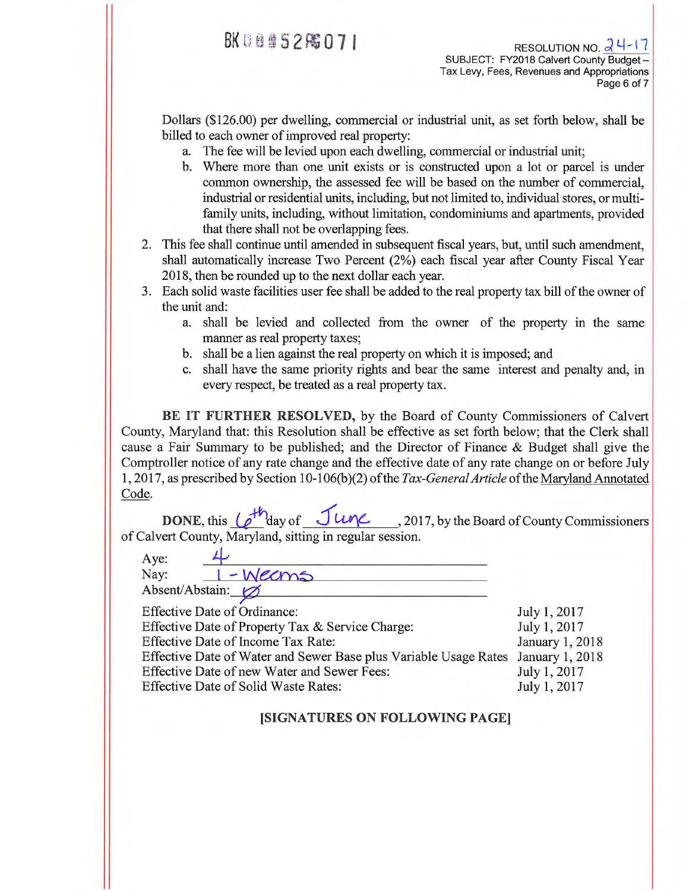Dollars ($126.00) per dwelling, commercial or industrial unit, as set forth below, shall be billed to each owner of improved real property:

   a. The fee will be levied upon each dwelling, commercial or industrial unit;
   b. Where more than one unit exists or is constructed upon a lot or parcel is under common ownership, the assessed fee will be based on the number of commercial, industrial or residential units, including, but not limited to, individual stores, or multi-family units, including, without limitation, condominiums and apartments, provided that there shall not be overlapping fees.

2. This fee shall continue until amended in subsequent fiscal years, but, until such amendment, shall automatically increase Two Percent (2%) each fiscal year after County Fiscal Year 2018, then be rounded up to the next dollar each year.
3. Each solid waste facilities user fee shall be added to the real property tax bill of the owner of the unit and:
   a. shall be levied and collected from the owner of the property in the same manner as real property taxes;
   b. shall be a lien against the real property on which it is imposed; and
   c. shall have the same priority rights and bear the same interest and penalty and, in every respect, be treated as a real property tax.

**BE IT FURTHER RESOLVED,** by the Board of County Commissioners of Calvert County, Maryland that: this Resolution shall be effective as set forth below; that the Clerk shall cause a Fair Summary to be published; and the Director of Finance & Budget shall give the Comptroller notice of any rate change and the effective date of any rate change on or before July 1, 2017, as prescribed by Section 10-106(b)(2) of the *Tax-General Article* of the Maryland Annotated Code.

**DONE,** this 6th day of June, 2017, by the Board of County Commissioners of Calvert County, Maryland, sitting in regular session.

Aye: 4
Nay: 1 - Weems
Absent/Abstain: ∅

| | |
|---|---|
| Effective Date of Ordinance: | July 1, 2017 |
| Effective Date of Property Tax & Service Charge: | July 1, 2017 |
| Effective Date of Income Tax Rate: | January 1, 2018 |
| Effective Date of Water and Sewer Base plus Variable Usage Rates | January 1, 2018 |
| Effective Date of new Water and Sewer Fees: | July 1, 2017 |
| Effective Date of Solid Waste Rates: | July 1, 2017 |

**[SIGNATURES ON FOLLOWING PAGE]**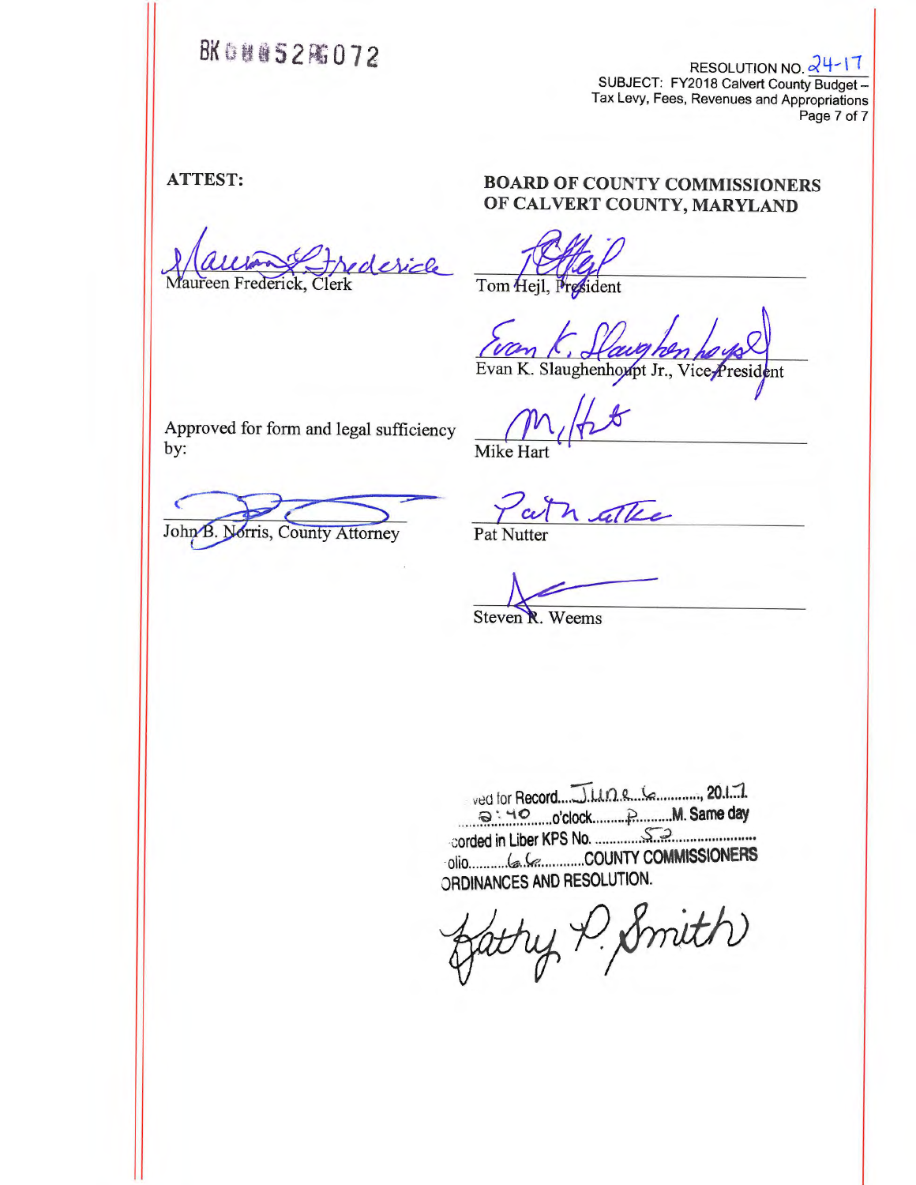BK 0 0 0 5 2 PG 0 7 2

RESOLUTION NO. 24-17
SUBJECT: FY2018 Calvert County Budget – Tax Levy, Fees, Revenues and Appropriations

**ATTEST:**

Maureen Frederick, Clerk

Approved for form and legal sufficiency by:

John B. Norris, County Attorney

**BOARD OF COUNTY COMMISSIONERS OF CALVERT COUNTY, MARYLAND**

Tom Hejl, President

Evan K. Slaughenhoupt Jr., Vice-President

Mike Hart

Pat Nutter

Steven R. Weems

ved for Record June 6, 2017
2:40 o'clock P M. Same day
corded in Liber KPS No. 52
olio 66 COUNTY COMMISSIONERS
ORDINANCES AND RESOLUTION.

Kathy P. Smith